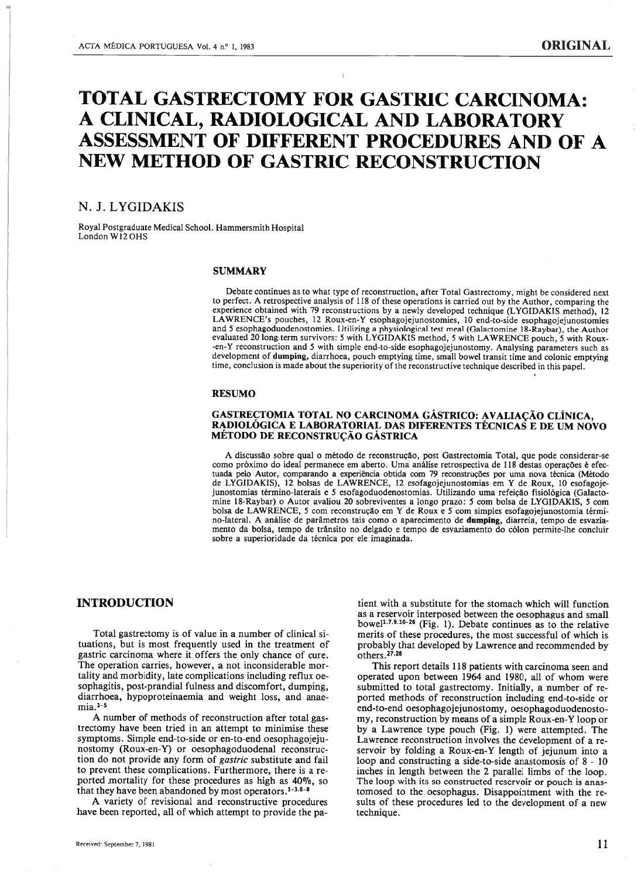ORIGINAL

# TOTAL GASTRECTOMY FOR GASTRIC CARCINOMA: A CLINICAL, RADIOLOGICAL AND LABORATORY ASSESSMENT OF DIFFERENT PROCEDURES AND OF A NEW METHOD OF GASTRIC RECONSTRUCTION

## N. J. LYGIDAKIS

Royal Postgraduate Medical School. Hammersmith Hospital
London W12 OHS

### SUMMARY

Debate continues as to what type of reconstruction, after Total Gastrectomy, might be considered next to perfect. A retrospective analysis of 118 of these operations is carried out by the Author, comparing the experience obtained with 79 reconstructions by a newly developed technique (LYGIDAKIS method), 12 LAWRENCE's pouches, 12 Roux-en-Y esophagojejunostomies, 10 end-to-side esophagojejunostomies and 5 esophagoduodenostomies. Utilizing a physiological test meal (Galactomine 18-Raybar), the Author evaluated 20 long term survivors: 5 with LYGIDAKIS method, 5 with LAWRENCE pouch, 5 with Roux-en-Y reconstruction and 5 with simple end-to-side esophagojejunostomy. Analysing parameters such as development of **dumping**, diarrhoea, pouch emptying time, small bowel transit time and colonic emptying time, conclusion is made about the superiority of the reconstructive technique described in this papel.

### RESUMO

#### GASTRECTOMIA TOTAL NO CARCINOMA GÁSTRICO: AVALIAÇÃO CLÍNICA, RADIOLÓGICA E LABORATORIAL DAS DIFERENTES TÉCNICAS E DE UM NOVO MÉTODO DE RECONSTRUÇÃO GÁSTRICA

A discussão sobre qual o método de reconstrução, post Gastrectomia Total, que pode considerar-se como próximo do ideal permanece em aberto. Uma análise retrospectiva de 118 destas operações é efectuada pelo Autor, comparando a experiência obtida com 79 reconstruções por uma nova técnica (Método de LYGIDAKIS), 12 bolsas de LAWRENCE, 12 esofagojejunostomias em Y de Roux, 10 esofagojejunostomias término-laterais e 5 esofagoduodenostomias. Utilizando uma refeição fisiológica (Galactomine 18-Raybar) o Autor avaliou 20 sobreviventes a longo prazo: 5 com bolsa de LYGIDAKIS, 5 com bolsa de LAWRENCE, 5 com reconstrução em Y de Roux e 5 com simples esofagojejunostomia término-lateral. A análise de parâmetros tais como o aparecimento de **dumping**, diarreia, tempo de esvaziamento da bolsa, tempo de trânsito no delgado e tempo de esvaziamento do cólon permite-lhe concluir sobre a superioridade da técnica por ele imaginada.

## INTRODUCTION

Total gastrectomy is of value in a number of clinical situations, but is most frequently used in the treatment of gastric carcinoma where it offers the only chance of cure. The operation carries, however, a not inconsiderable mortality and morbidity, late complications including reflux oesophagitis, post-prandial fulness and discomfort, dumping, diarrhoea, hypoproteinaemia and weight loss, and anaemia.[1-5]

A number of methods of reconstruction after total gastrectomy have been tried in an attempt to minimise these symptoms. Simple end-to-side or en-to-end oesophagojejunostomy (Roux-en-Y) or oesophagoduodenal reconstruction do not provide any form of *gastric* substitute and fail to prevent these complications. Furthermore, there is a reported mortality for these procedures as high as 40%, so that they have been abandoned by most operators.[1-3,6-8]

A variety of revisional and reconstructive procedures have been reported, all of which attempt to provide the patient with a substitute for the stomach which will function as a reservoir interposed between the oesophagus and small bowel[1,7,9,10-26] (Fig. 1). Debate continues as to the relative merits of these procedures, the most successful of which is probably that developed by Lawrence and recommended by others.[27,28]

This report details 118 patients with carcinoma seen and operated upon between 1964 and 1980, all of whom were submitted to total gastrectomy. Initially, a number of reported methods of reconstruction including end-to-side or end-to-end oesophagojejunostomy, oesophagoduodenostomy, reconstruction by means of a simple Roux-en-Y loop or by a Lawrence type pouch (Fig. 1) were attempted. The Lawrence reconstruction involves the development of a reservoir by folding a Roux-en-Y length of jejunum into a loop and constructing a side-to-side anastomosis of 8 - 10 inches in length between the 2 parallel limbs of the loop. The loop with its so constructed reservoir or pouch is anastomosed to the oesophagus. Disappointment with the results of these procedures led to the development of a new technique.

Received: September 7, 1981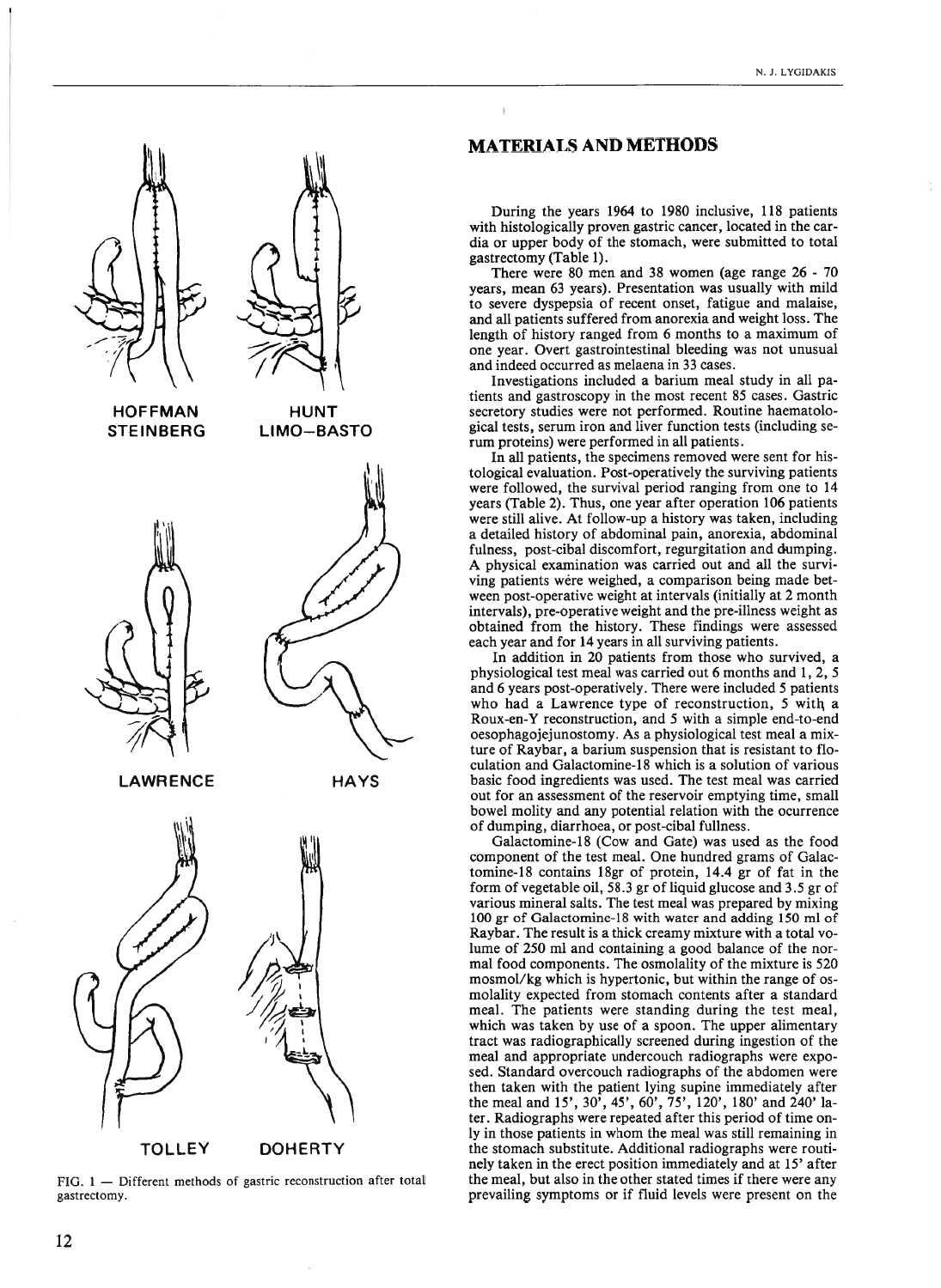HOFFMAN STEINBERG

HUNT LIMO–BASTO

LAWRENCE

HAYS

TOLLEY

DOHERTY

FIG. 1 — Different methods of gastric reconstruction after total gastrectomy.

## MATERIALS AND METHODS

During the years 1964 to 1980 inclusive, 118 patients with histologically proven gastric cancer, located in the cardia or upper body of the stomach, were submitted to total gastrectomy (Table 1).

There were 80 men and 38 women (age range 26 - 70 years, mean 63 years). Presentation was usually with mild to severe dyspepsia of recent onset, fatigue and malaise, and all patients suffered from anorexia and weight loss. The length of history ranged from 6 months to a maximum of one year. Overt gastrointestinal bleeding was not unusual and indeed occurred as melaena in 33 cases.

Investigations included a barium meal study in all patients and gastroscopy in the most recent 85 cases. Gastric secretory studies were not performed. Routine haematological tests, serum iron and liver function tests (including serum proteins) were performed in all patients.

In all patients, the specimens removed were sent for histological evaluation. Post-operatively the surviving patients were followed, the survival period ranging from one to 14 years (Table 2). Thus, one year after operation 106 patients were still alive. At follow-up a history was taken, including a detailed history of abdominal pain, anorexia, abdominal fulness, post-cibal discomfort, regurgitation and dumping. A physical examination was carried out and all the surviving patients wére weighed, a comparison being made between post-operative weight at intervals (initially at 2 month intervals), pre-operative weight and the pre-illness weight as obtained from the history. These findings were assessed each year and for 14 years in all surviving patients.

In addition in 20 patients from those who survived, a physiological test meal was carried out 6 months and 1, 2, 5 and 6 years post-operatively. There were included 5 patients who had a Lawrence type of reconstruction, 5 with a Roux-en-Y reconstruction, and 5 with a simple end-to-end oesophagojejunostomy. As a physiological test meal a mixture of Raybar, a barium suspension that is resistant to floculation and Galactomine-18 which is a solution of various basic food ingredients was used. The test meal was carried out for an assessment of the reservoir emptying time, small bowel molity and any potential relation with the ocurrence of dumping, diarrhoea, or post-cibal fullness.

Galactomine-18 (Cow and Gate) was used as the food component of the test meal. One hundred grams of Galactomine-18 contains 18gr of protein, 14.4 gr of fat in the form of vegetable oil, 58.3 gr of liquid glucose and 3.5 gr of various mineral salts. The test meal was prepared by mixing 100 gr of Galactomine-18 with water and adding 150 ml of Raybar. The result is a thick creamy mixture with a total volume of 250 ml and containing a good balance of the normal food components. The osmolality of the mixture is 520 mosmol/kg which is hypertonic, but within the range of osmolality expected from stomach contents after a standard meal. The patients were standing during the test meal, which was taken by use of a spoon. The upper alimentary tract was radiographically screened during ingestion of the meal and appropriate undercouch radiographs were exposed. Standard overcouch radiographs of the abdomen were then taken with the patient lying supine immediately after the meal and 15', 30', 45', 60', 75', 120', 180' and 240' later. Radiographs were repeated after this period of time only in those patients in whom the meal was still remaining in the stomach substitute. Additional radiographs were routinely taken in the erect position immediately and at 15' after the meal, but also in the other stated times if there were any prevailing symptoms or if fluid levels were present on the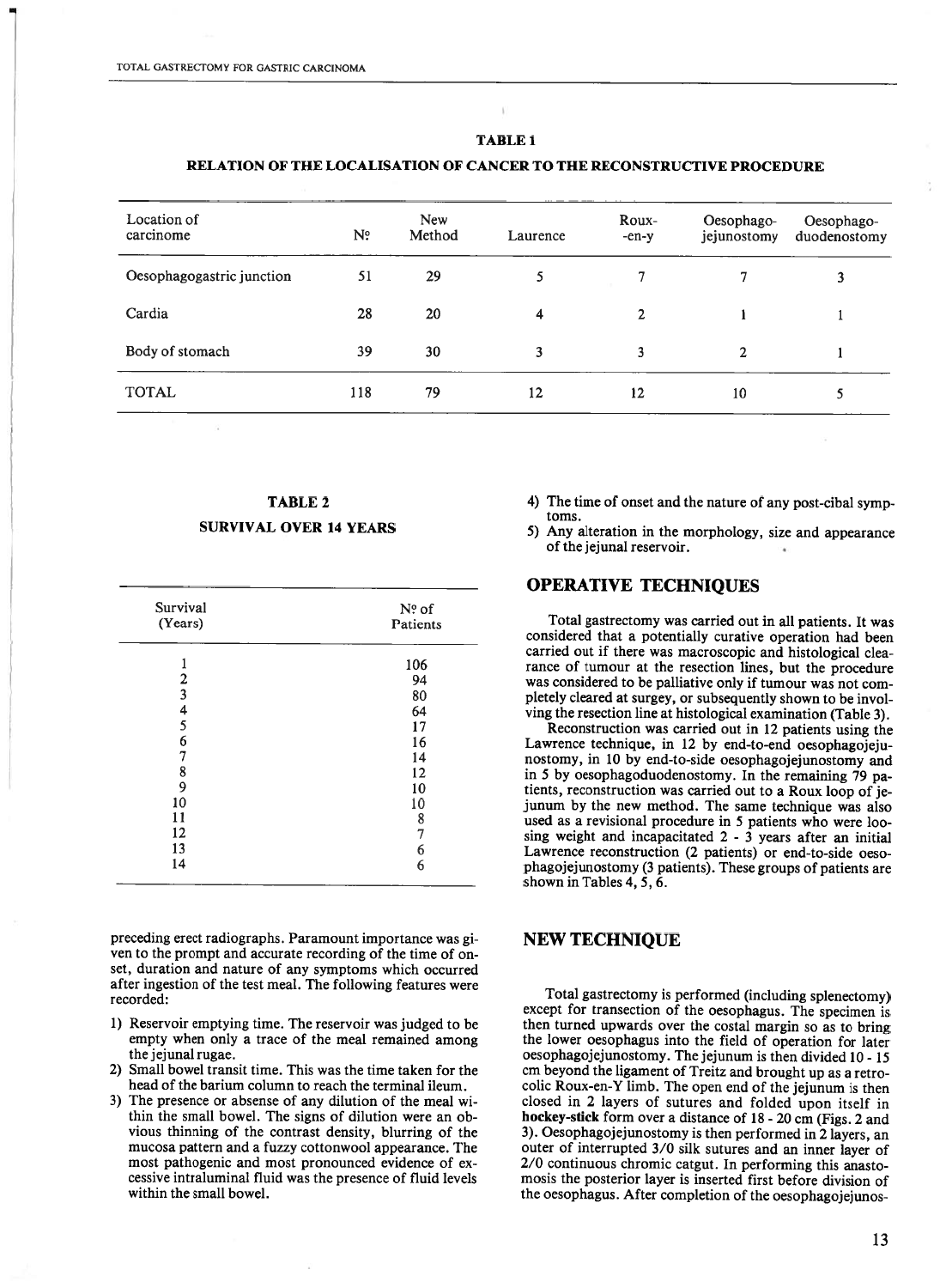**TABLE 1**

**RELATION OF THE LOCALISATION OF CANCER TO THE RECONSTRUCTIVE PROCEDURE**

| Location of carcinome | Nº | New Method | Laurence | Roux--en-y | Oesophago-jejunostomy | Oesophago-duodenostomy |
|---|---|---|---|---|---|---|
| Oesophagogastric junction | 51 | 29 | 5 | 7 | 7 | 3 |
| Cardia | 28 | 20 | 4 | 2 | 1 | 1 |
| Body of stomach | 39 | 30 | 3 | 3 | 2 | 1 |
| TOTAL | 118 | 79 | 12 | 12 | 10 | 5 |

**TABLE 2**

**SURVIVAL OVER 14 YEARS**

| Survival (Years) | Nº of Patients |
|---|---|
| 1 | 106 |
| 2 | 94 |
| 3 | 80 |
| 4 | 64 |
| 5 | 17 |
| 6 | 16 |
| 7 | 14 |
| 8 | 12 |
| 9 | 10 |
| 10 | 10 |
| 11 | 8 |
| 12 | 7 |
| 13 | 6 |
| 14 | 6 |

preceding erect radiographs. Paramount importance was given to the prompt and accurate recording of the time of onset, duration and nature of any symptoms which occurred after ingestion of the test meal. The following features were recorded:

1) Reservoir emptying time. The reservoir was judged to be empty when only a trace of the meal remained among the jejunal rugae.
2) Small bowel transit time. This was the time taken for the head of the barium column to reach the terminal ileum.
3) The presence or absense of any dilution of the meal within the small bowel. The signs of dilution were an obvious thinning of the contrast density, blurring of the mucosa pattern and a fuzzy cottonwool appearance. The most pathogenic and most pronounced evidence of excessive intraluminal fluid was the presence of fluid levels within the small bowel.
4) The time of onset and the nature of any post-cibal symptoms.
5) Any alteration in the morphology, size and appearance of the jejunal reservoir.

## OPERATIVE TECHNIQUES

Total gastrectomy was carried out in all patients. It was considered that a potentially curative operation had been carried out if there was macroscopic and histological clearance of tumour at the resection lines, but the procedure was considered to be palliative only if tumour was not completely cleared at surgey, or subsequently shown to be involving the resection line at histological examination (Table 3).

Reconstruction was carried out in 12 patients using the Lawrence technique, in 12 by end-to-end oesophagojejunostomy, in 10 by end-to-side oesophagojejunostomy and in 5 by oesophagoduodenostomy. In the remaining 79 patients, reconstruction was carried out to a Roux loop of jejunum by the new method. The same technique was also used as a revisional procedure in 5 patients who were loosing weight and incapacitated 2 - 3 years after an initial Lawrence reconstruction (2 patients) or end-to-side oesophagojejunostomy (3 patients). These groups of patients are shown in Tables 4, 5, 6.

## NEW TECHNIQUE

Total gastrectomy is performed (including splenectomy) except for transection of the oesophagus. The specimen is then turned upwards over the costal margin so as to bring the lower oesophagus into the field of operation for later oesophagojejunostomy. The jejunum is then divided 10 - 15 cm beyond the ligament of Treitz and brought up as a retrocolic Roux-en-Y limb. The open end of the jejunum is then closed in 2 layers of sutures and folded upon itself in **hockey-stick** form over a distance of 18 - 20 cm (Figs. 2 and 3). Oesophagojejunostomy is then performed in 2 layers, an outer of interrupted 3/0 silk sutures and an inner layer of 2/0 continuous chromic catgut. In performing this anastomosis the posterior layer is inserted first before division of the oesophagus. After completion of the oesophagojejunos-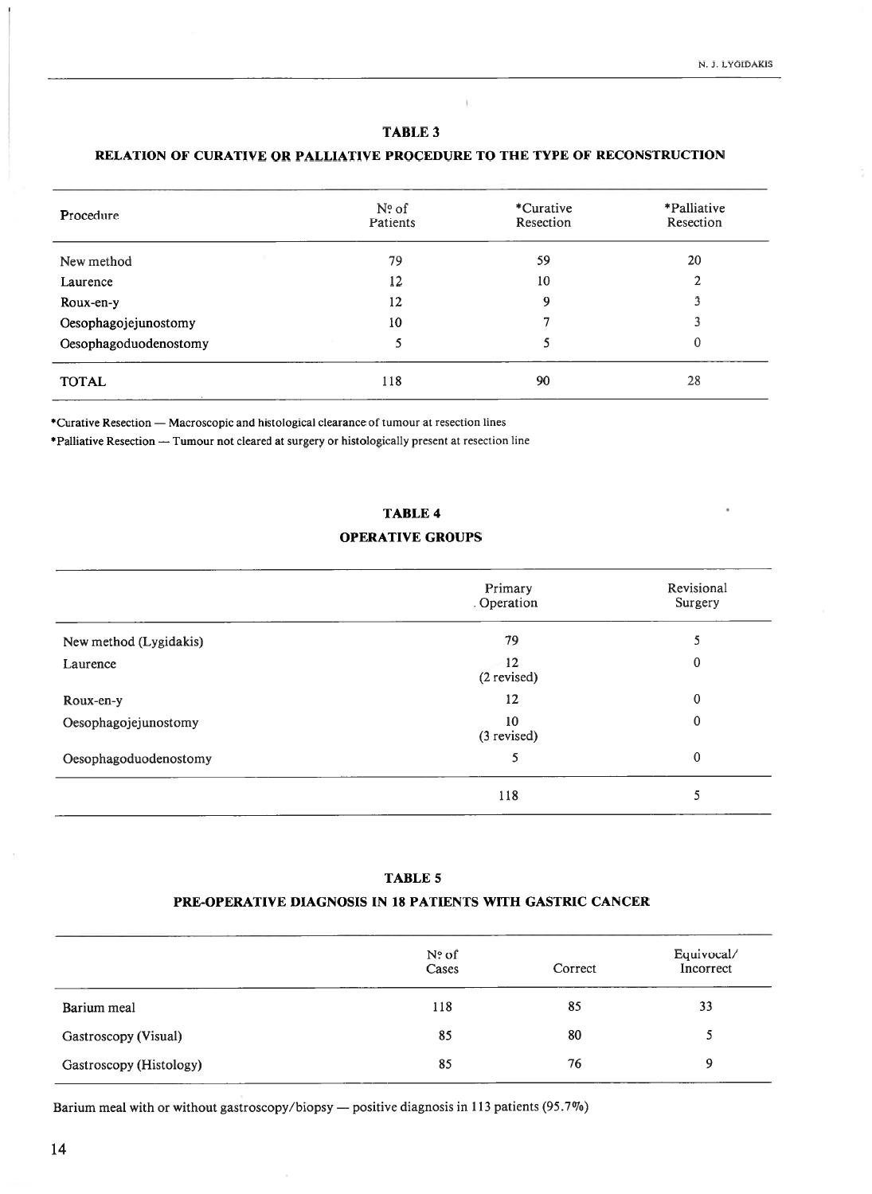**TABLE 3**

**RELATION OF CURATIVE OR PALLIATIVE PROCEDURE TO THE TYPE OF RECONSTRUCTION**

| Procedure | Nº of Patients | *Curative Resection | *Palliative Resection |
|---|---|---|---|
| New method | 79 | 59 | 20 |
| Laurence | 12 | 10 | 2 |
| Roux-en-y | 12 | 9 | 3 |
| Oesophagojejunostomy | 10 | 7 | 3 |
| Oesophagoduodenostomy | 5 | 5 | 0 |
| TOTAL | 118 | 90 | 28 |

*Curative Resection — Macroscopic and histological clearance of tumour at resection lines

*Palliative Resection — Tumour not cleared at surgery or histologically present at resection line

**TABLE 4**

**OPERATIVE GROUPS**

| | Primary Operation | Revisional Surgery |
|---|---|---|
| New method (Lygidakis) | 79 | 5 |
| Laurence | 12 (2 revised) | 0 |
| Roux-en-y | 12 | 0 |
| Oesophagojejunostomy | 10 (3 revised) | 0 |
| Oesophagoduodenostomy | 5 | 0 |
| | 118 | 5 |

**TABLE 5**

**PRE-OPERATIVE DIAGNOSIS IN 18 PATIENTS WITH GASTRIC CANCER**

| | Nº of Cases | Correct | Equivocal/ Incorrect |
|---|---|---|---|
| Barium meal | 118 | 85 | 33 |
| Gastroscopy (Visual) | 85 | 80 | 5 |
| Gastroscopy (Histology) | 85 | 76 | 9 |

Barium meal with or without gastroscopy/biopsy — positive diagnosis in 113 patients (95.7%)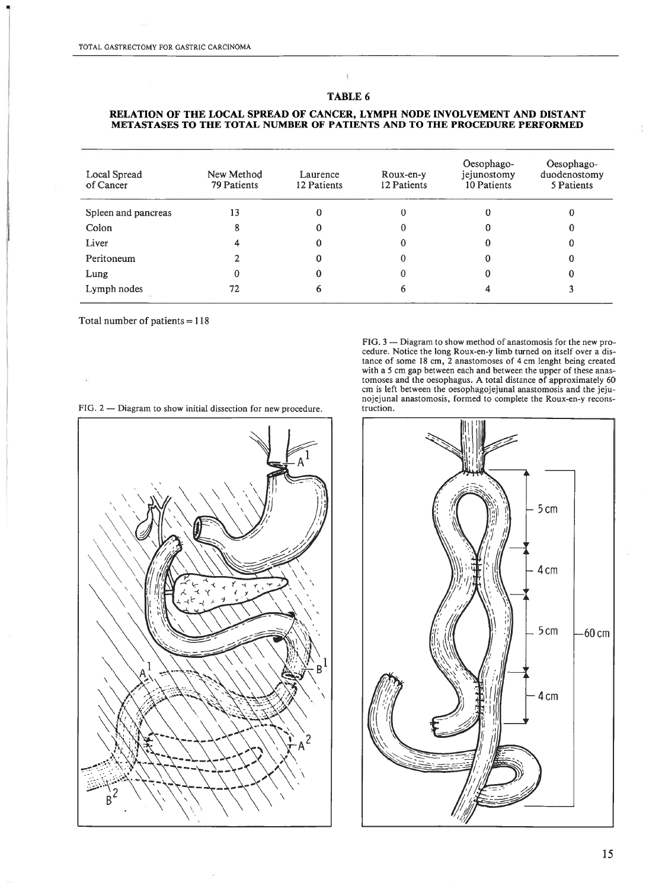### TABLE 6

**RELATION OF THE LOCAL SPREAD OF CANCER, LYMPH NODE INVOLVEMENT AND DISTANT METASTASES TO THE TOTAL NUMBER OF PATIENTS AND TO THE PROCEDURE PERFORMED**

| Local Spread of Cancer | New Method 79 Patients | Laurence 12 Patients | Roux-en-y 12 Patients | Oesophago-jejunostomy 10 Patients | Oesophago-duodenostomy 5 Patients |
|---|---|---|---|---|---|
| Spleen and pancreas | 13 | 0 | 0 | 0 | 0 |
| Colon | 8 | 0 | 0 | 0 | 0 |
| Liver | 4 | 0 | 0 | 0 | 0 |
| Peritoneum | 2 | 0 | 0 | 0 | 0 |
| Lung | 0 | 0 | 0 | 0 | 0 |
| Lymph nodes | 72 | 6 | 6 | 4 | 3 |

Total number of patients = 118

FIG. 2 — Diagram to show initial dissection for new procedure.

FIG. 3 — Diagram to show method of anastomosis for the new procedure. Notice the long Roux-en-y limb turned on itself over a distance of some 18 cm, 2 anastomoses of 4 cm lenght being created with a 5 cm gap between each and between the upper of these anastomoses and the oesophagus. A total distance of approximately 60 cm is left between the oesophagojejunal anastomosis and the jejunojejunal anastomosis, formed to complete the Roux-en-y reconstruction.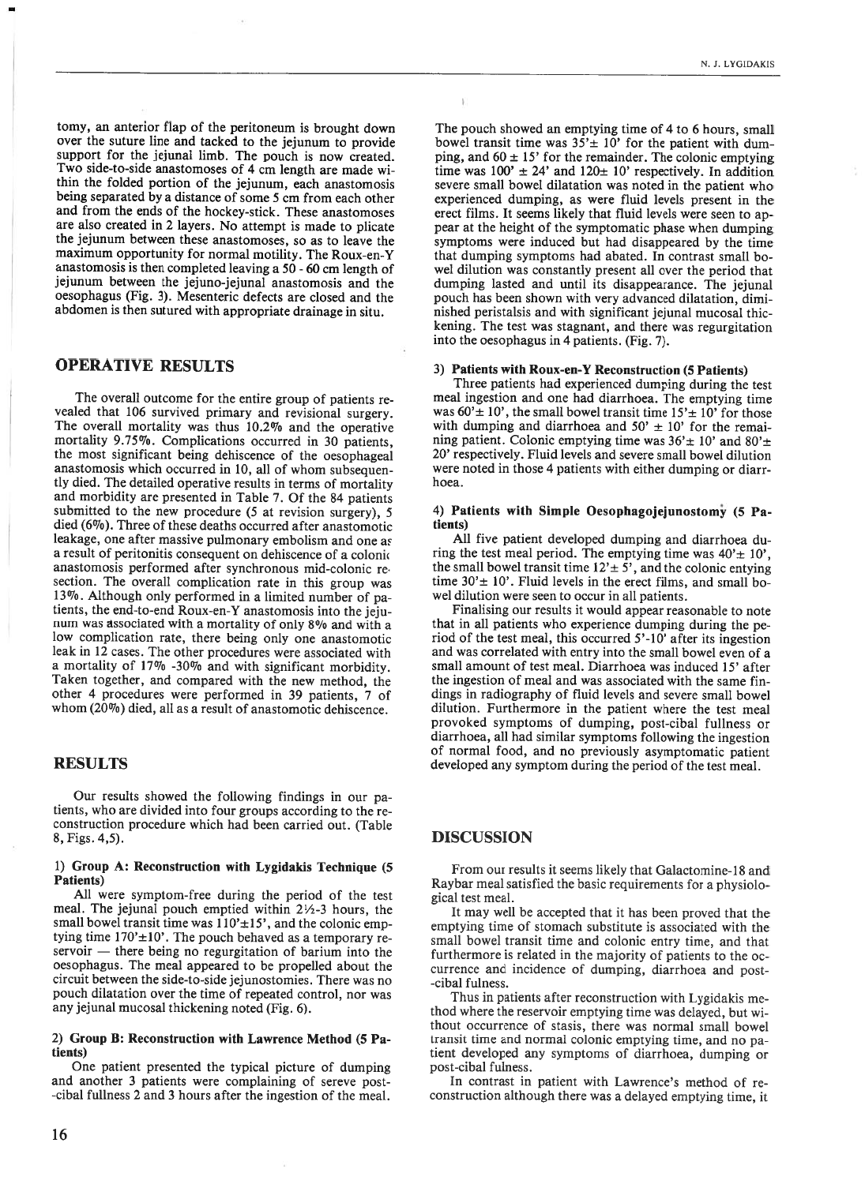tomy, an anterior flap of the peritoneum is brought down over the suture line and tacked to the jejunum to provide support for the jejunal limb. The pouch is now created. Two side-to-side anastomoses of 4 cm length are made within the folded portion of the jejunum, each anastomosis being separated by a distance of some 5 cm from each other and from the ends of the hockey-stick. These anastomoses are also created in 2 layers. No attempt is made to plicate the jejunum between these anastomoses, so as to leave the maximum opportunity for normal motility. The Roux-en-Y anastomosis is then completed leaving a 50 - 60 cm length of jejunum between the jejuno-jejunal anastomosis and the oesophagus (Fig. 3). Mesenteric defects are closed and the abdomen is then sutured with appropriate drainage in situ.

## OPERATIVE RESULTS

The overall outcome for the entire group of patients revealed that 106 survived primary and revisional surgery. The overall mortality was thus 10.2% and the operative mortality 9.75%. Complications occurred in 30 patients, the most significant being dehiscence of the oesophageal anastomosis which occurred in 10, all of whom subsequently died. The detailed operative results in terms of mortality and morbidity are presented in Table 7. Of the 84 patients submitted to the new procedure (5 at revision surgery), 5 died (6%). Three of these deaths occurred after anastomotic leakage, one after massive pulmonary embolism and one as a result of peritonitis consequent on dehiscence of a colonic anastomosis performed after synchronous mid-colonic resection. The overall complication rate in this group was 13%. Although only performed in a limited number of patients, the end-to-end Roux-en-Y anastomosis into the jejunum was associated with a mortality of only 8% and with a low complication rate, there being only one anastomotic leak in 12 cases. The other procedures were associated with a mortality of 17% -30% and with significant morbidity. Taken together, and compared with the new method, the other 4 procedures were performed in 39 patients, 7 of whom (20%) died, all as a result of anastomotic dehiscence.

## RESULTS

Our results showed the following findings in our patients, who are divided into four groups according to the reconstruction procedure which had been carried out. (Table 8, Figs. 4,5).

### 1) Group A: Reconstruction with Lygidakis Technique (5 Patients)

All were symptom-free during the period of the test meal. The jejunal pouch emptied within 2½-3 hours, the small bowel transit time was 110'±15', and the colonic emptying time 170'±10'. The pouch behaved as a temporary reservoir — there being no regurgitation of barium into the oesophagus. The meal appeared to be propelled about the circuit between the side-to-side jejunostomies. There was no pouch dilatation over the time of repeated control, nor was any jejunal mucosal thickening noted (Fig. 6).

### 2) Group B: Reconstruction with Lawrence Method (5 Patients)

One patient presented the typical picture of dumping and another 3 patients were complaining of sereve post--cibal fullness 2 and 3 hours after the ingestion of the meal. The pouch showed an emptying time of 4 to 6 hours, small bowel transit time was 35'± 10' for the patient with dumping, and 60 ± 15' for the remainder. The colonic emptying time was 100' ± 24' and 120± 10' respectively. In addition severe small bowel dilatation was noted in the patient who experienced dumping, as were fluid levels present in the erect films. It seems likely that fluid levels were seen to appear at the height of the symptomatic phase when dumping symptoms were induced but had disappeared by the time that dumping symptoms had abated. In contrast small bowel dilution was constantly present all over the period that dumping lasted and until its disappearance. The jejunal pouch has been shown with very advanced dilatation, diminished peristalsis and with significant jejunal mucosal thickening. The test was stagnant, and there was regurgitation into the oesophagus in 4 patients. (Fig. 7).

### 3) Patients with Roux-en-Y Reconstruction (5 Patients)

Three patients had experienced dumping during the test meal ingestion and one had diarrhoea. The emptying time was 60'± 10', the small bowel transit time 15'± 10' for those with dumping and diarrhoea and 50' ± 10' for the remaining patient. Colonic emptying time was 36'± 10' and 80'± 20' respectively. Fluid levels and severe small bowel dilution were noted in those 4 patients with either dumping or diarrhoea.

### 4) Patients with Simple Oesophagojejunostomy (5 Patients)

All five patient developed dumping and diarrhoea during the test meal period. The emptying time was 40'± 10', the small bowel transit time 12'± 5', and the colonic entying time 30'± 10'. Fluid levels in the erect films, and small bowel dilution were seen to occur in all patients.

Finalising our results it would appear reasonable to note that in all patients who experience dumping during the period of the test meal, this occurred 5'-10' after its ingestion and was correlated with entry into the small bowel even of a small amount of test meal. Diarrhoea was induced 15' after the ingestion of meal and was associated with the same findings in radiography of fluid levels and severe small bowel dilution. Furthermore in the patient where the test meal provoked symptoms of dumping, post-cibal fullness or diarrhoea, all had similar symptoms following the ingestion of normal food, and no previously asymptomatic patient developed any symptom during the period of the test meal.

## DISCUSSION

From our results it seems likely that Galactomine-18 and Raybar meal satisfied the basic requirements for a physiological test meal.

It may well be accepted that it has been proved that the emptying time of stomach substitute is associated with the small bowel transit time and colonic entry time, and that furthermore is related in the majority of patients to the occurrence and incidence of dumping, diarrhoea and post--cibal fulness.

Thus in patients after reconstruction with Lygidakis method where the reservoir emptying time was delayed, but without occurrence of stasis, there was normal small bowel transit time and normal colonic emptying time, and no patient developed any symptoms of diarrhoea, dumping or post-cibal fulness.

In contrast in patient with Lawrence's method of reconstruction although there was a delayed emptying time, it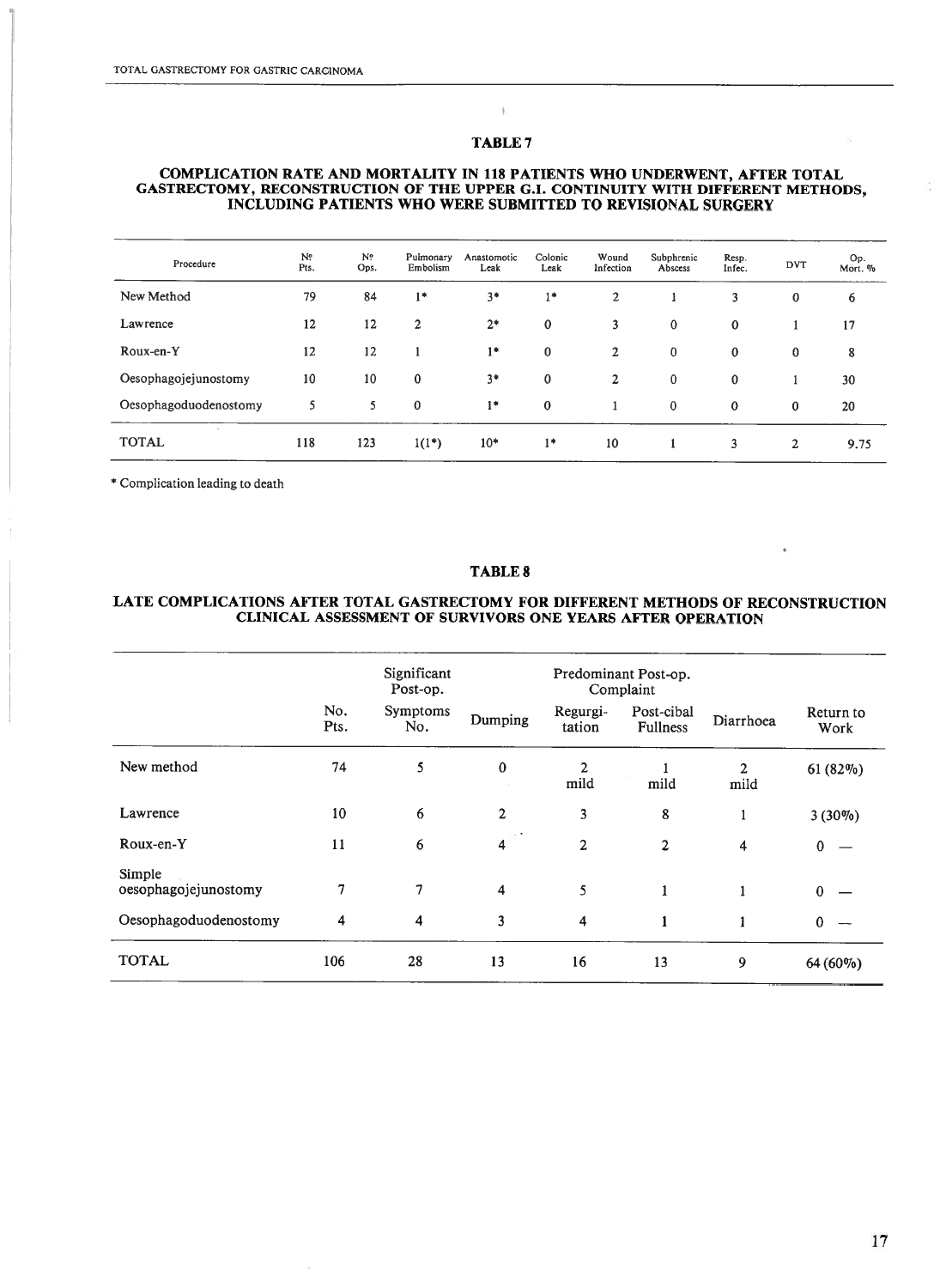## TABLE 7

### COMPLICATION RATE AND MORTALITY IN 118 PATIENTS WHO UNDERWENT, AFTER TOTAL GASTRECTOMY, RECONSTRUCTION OF THE UPPER G.I. CONTINUITY WITH DIFFERENT METHODS, INCLUDING PATIENTS WHO WERE SUBMITTED TO REVISIONAL SURGERY

| Procedure | Nº Pts. | Nº Ops. | Pulmonary Embolism | Anastomotic Leak | Colonic Leak | Wound Infection | Subphrenic Abscess | Resp. Infec. | DVT | Op. Mort. % |
|---|---|---|---|---|---|---|---|---|---|---|
| New Method | 79 | 84 | 1* | 3* | 1* | 2 | 1 | 3 | 0 | 6 |
| Lawrence | 12 | 12 | 2 | 2* | 0 | 3 | 0 | 0 | 1 | 17 |
| Roux-en-Y | 12 | 12 | 1 | 1* | 0 | 2 | 0 | 0 | 0 | 8 |
| Oesophagojejunostomy | 10 | 10 | 0 | 3* | 0 | 2 | 0 | 0 | 1 | 30 |
| Oesophagoduodenostomy | 5 | 5 | 0 | 1* | 0 | 1 | 0 | 0 | 0 | 20 |
| TOTAL | 118 | 123 | 1(1*) | 10* | 1* | 10 | 1 | 3 | 2 | 9.75 |

* Complication leading to death

## TABLE 8

### LATE COMPLICATIONS AFTER TOTAL GASTRECTOMY FOR DIFFERENT METHODS OF RECONSTRUCTION CLINICAL ASSESSMENT OF SURVIVORS ONE YEARS AFTER OPERATION

| | No. Pts. | Significant Post-op. Symptoms No. | Dumping | Predominant Post-op. Complaint Regurgi-tation | Post-cibal Fullness | Diarrhoea | Return to Work |
|---|---|---|---|---|---|---|---|
| New method | 74 | 5 | 0 | 2 mild | 1 mild | 2 mild | 61 (82%) |
| Lawrence | 10 | 6 | 2 | 3 | 8 | 1 | 3 (30%) |
| Roux-en-Y | 11 | 6 | 4 | 2 | 2 | 4 | 0 — |
| Simple oesophagojejunostomy | 7 | 7 | 4 | 5 | 1 | 1 | 0 — |
| Oesophagoduodenostomy | 4 | 4 | 3 | 4 | 1 | 1 | 0 — |
| TOTAL | 106 | 28 | 13 | 16 | 13 | 9 | 64 (60%) |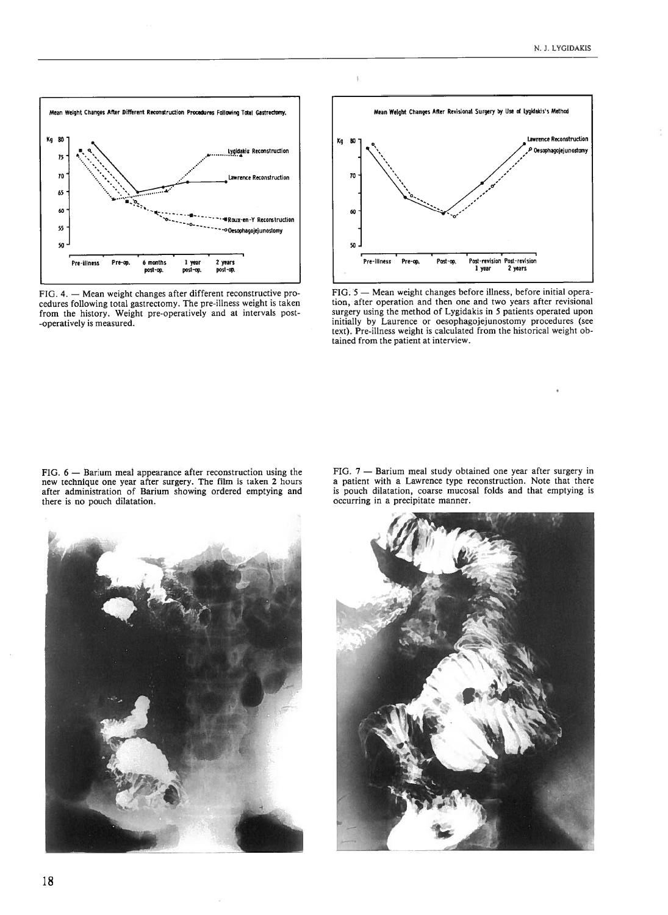FIG. 4. — Mean weight changes after different reconstructive procedures following total gastrectomy. The pre-illness weight is taken from the history. Weight pre-operatively and at intervals post-operatively is measured.

FIG. 5 — Mean weight changes before illness, before initial operation, after operation and then one and two years after revisional surgery using the method of Lygidakis in 5 patients operated upon initially by Laurence or oesophagojejunostomy procedures (see text). Pre-illness weight is calculated from the historical weight obtained from the patient at interview.

FIG. 6 — Barium meal appearance after reconstruction using the new technique one year after surgery. The film is taken 2 hours after administration of Barium showing ordered emptying and there is no pouch dilatation.

FIG. 7 — Barium meal study obtained one year after surgery in a patient with a Lawrence type reconstruction. Note that there is pouch dilatation, coarse mucosal folds and that emptying is occurring in a precipitate manner.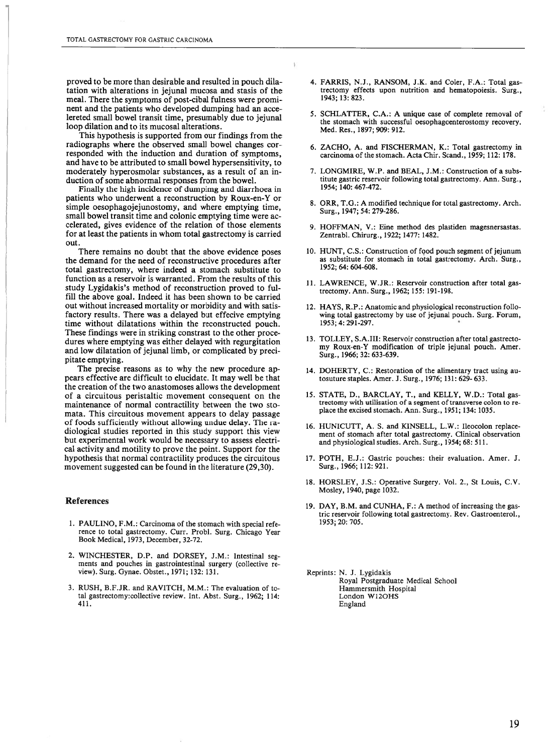proved to be more than desirable and resulted in pouch dilatation with alterations in jejunal mucosa and stasis of the meal. There the symptoms of post-cibal fulness were prominent and the patients who developed dumping had an accelereted small bowel transit time, presumably due to jejunal loop dilation and to its mucosal alterations.

This hypothesis is supported from our findings from the radiographs where the observed small bowel changes corresponded with the induction and duration of symptoms, and have to be attributed to small bowel hypersensitivity, to moderately hyperosmolar substances, as a result of an induction of some abnormal responses from the bowel.

Finally the high incidence of dumpimg and diarrhoea in patients who underwent a reconstruction by Roux-en-Y or simple oesophagojejunostomy, and where emptying time, small bowel transit time and colonic emptying time were accelerated, gives evidence of the relation of those elements for at least the patients in whom total gastrectomy is carried out.

There remains no doubt that the above evidence poses the demand for the need of reconstructive procedures after total gastrectomy, where indeed a stomach substitute to function as a reservoir is warranted. From the results of this study Lygidakis's method of reconstruction proved to fulfill the above goal. Indeed it has been shown to be carried out without increased mortality or morbidity and with satisfactory results. There was a delayed but effecive emptying time without dilatations within the reconstructed pouch. These findings were in striking constrast to the other procedures where emptying was either delayed with regurgitation and low dilatation of jejunal limb, or complicated by precipitate emptying.

The precise reasons as to why the new procedure appears effective are difficult to elucidate. It may well be that the creation of the two anastomoses allows the development of a circuitous peristaltic movement consequent on the maintenance of normal contractility between the two stomata. This circuitous movement appears to delay passage of foods sufficiently without allowing undue delay. The radiological studies reported in this study support this view but experimental work would be necessary to assess electrical activity and motility to prove the point. Support for the hypothesis that normal contractility produces the circuitous movement suggested can be found in the literature (29,30).

## References

1. PAULINO, F.M.: Carcinoma of the stomach with special reference to total gastrectomy. Curr. Probl. Surg. Chicago Year Book Medical, 1973, December, 32-72.
2. WINCHESTER, D.P. and DORSEY, J.M.: Intestinal segments and pouches in gastrointestinal surgery (collective review). Surg. Gynae. Obstet., 1971; 132: 131.
3. RUSH, B.F.JR. and RAVITCH, M.M.: The evaluation of total gastrectomy:collective review. Int. Abst. Surg., 1962; 114: 411.
4. FARRIS, N.J., RANSOM, J.K. and Coler, F.A.: Total gastrectomy effects upon nutrition and hematopoiesis. Surg., 1943; 13: 823.
5. SCHLATTER, C.A.: A unique case of complete removal of the stomach with successful oesophagcenterostomy recovery. Med. Res., 1897; 909: 912.
6. ZACHO, A. and FISCHERMAN, K.: Total gastrectomy in carcinoma of the stomach. Acta Chir. Scand., 1959; 112: 178.
7. LONGMIRE, W.P. and BEAL, J.M.: Construction of a substitute gastric reservoir following total gastrectomy. Ann. Surg., 1954; 140: 467-472.
8. ORR, T.G.: A modified technique for total gastrectomy. Arch. Surg., 1947; 54: 279-286.
9. HOFFMAN, V.: Eine method des plastiden magesnersastas. Zentrabl. Chirurg., 1922; 1477: 1482.
10. HUNT, C.S.: Construction of food pouch segment of jejunum as substitute for stomach in total gastrectomy. Arch. Surg., 1952; 64: 604-608.
11. LAWRENCE, W.JR.: Reservoir construction after total gastrectomy. Ann. Surg., 1962; 155: 191-198.
12. HAYS, R.P.: Anatomic and physiological reconstruction following total gastrectomy by use of jejunal pouch. Surg. Forum, 1953; 4: 291-297.
13. TOLLEY, S.A.III: Reservoir construction after total gastrectomy Roux-en-Y modification of triple jejunal pouch. Amer. Surg., 1966; 32: 633-639.
14. DOHERTY, C.: Restoration of the alimentary tract using autosuture staples. Amer. J. Surg., 1976; 131: 629- 633.
15. STATE, D., BARCLAY, T., and KELLY, W.D.: Total gastrectomy with utilisation of a segment of transverse colon to replace the excised stomach. Ann. Surg., 1951; 134: 1035.
16. HUNICUTT, A. S. and KINSELL, L.W.: Ileocolon replacement of stomach after total gastrectomy. Clinical observation and physiological studies. Arch. Surg., 1954; 68: 511.
17. POTH, E.J.: Gastric pouches: their evaluation. Amer. J. Surg., 1966; 112: 921.
18. HORSLEY, J.S.: Operative Surgery. Vol. 2., St Louis, C.V. Mosley, 1940, page 1032.
19. DAY, B.M. and CUNHA, F.: A method of increasing the gastric reservoir following total gastrectomy. Rev. Gastroenterol., 1953; 20: 705.

Reprints: N. J. Lygidakis
Royal Postgraduate Medical School
Hammersmith Hospital
London W12OHS
England